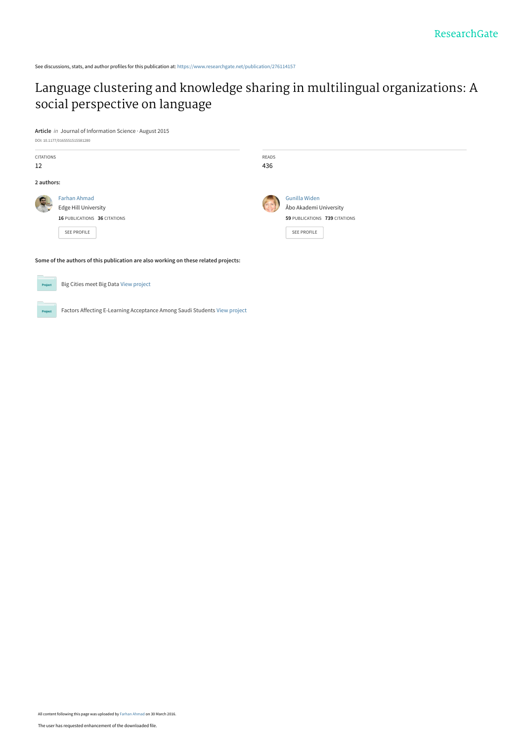ResearchGate

See discussions, stats, and author profiles for this publication at: https://www.researchgate.net/publication/276114157

# Language clustering and knowledge sharing in multilingual organizations: A social perspective on language

**Article** *in* Journal of Information Science · August 2015

DOI: 10.1177/0165551515581280

| CITATIONS | READS |
|---|---|
| 12 | 436 |

**2 authors:**

**Farhan Ahmad**
Edge Hill University
**16** PUBLICATIONS **36** CITATIONS
SEE PROFILE

**Gunilla Widen**
Åbo Akademi University
**59** PUBLICATIONS **739** CITATIONS
SEE PROFILE

**Some of the authors of this publication are also working on these related projects:**

Project: Big Cities meet Big Data View project

Project: Factors Affecting E-Learning Acceptance Among Saudi Students View project

All content following this page was uploaded by Farhan Ahmad on 30 March 2016.

The user has requested enhancement of the downloaded file.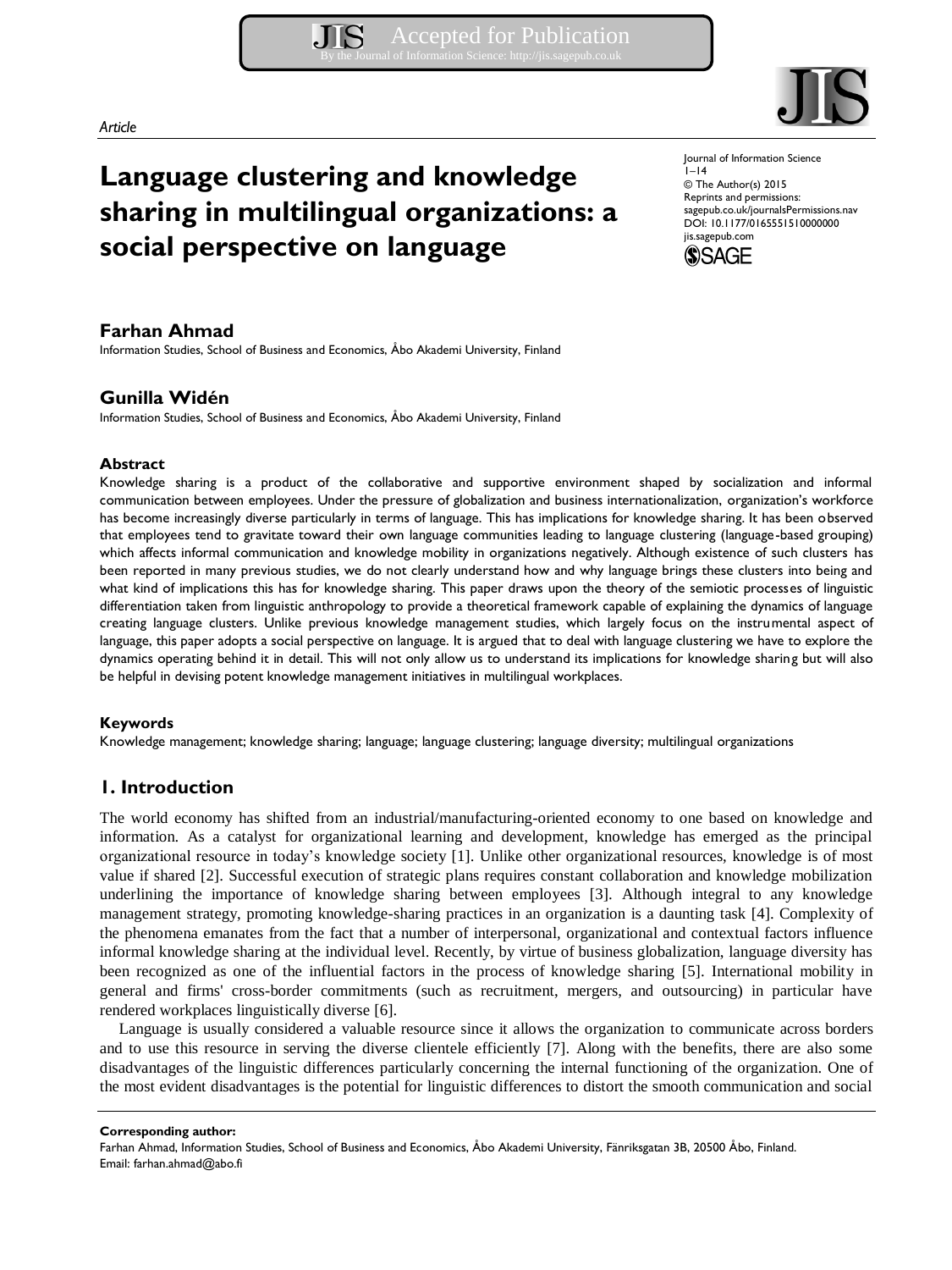# Language clustering and knowledge sharing in multilingual organizations: a social perspective on language

## Farhan Ahmad

Information Studies, School of Business and Economics, Åbo Akademi University, Finland

## Gunilla Widén

Information Studies, School of Business and Economics, Åbo Akademi University, Finland

### Abstract

Knowledge sharing is a product of the collaborative and supportive environment shaped by socialization and informal communication between employees. Under the pressure of globalization and business internationalization, organization's workforce has become increasingly diverse particularly in terms of language. This has implications for knowledge sharing. It has been observed that employees tend to gravitate toward their own language communities leading to language clustering (language-based grouping) which affects informal communication and knowledge mobility in organizations negatively. Although existence of such clusters has been reported in many previous studies, we do not clearly understand how and why language brings these clusters into being and what kind of implications this has for knowledge sharing. This paper draws upon the theory of the semiotic processes of linguistic differentiation taken from linguistic anthropology to provide a theoretical framework capable of explaining the dynamics of language creating language clusters. Unlike previous knowledge management studies, which largely focus on the instrumental aspect of language, this paper adopts a social perspective on language. It is argued that to deal with language clustering we have to explore the dynamics operating behind it in detail. This will not only allow us to understand its implications for knowledge sharing but will also be helpful in devising potent knowledge management initiatives in multilingual workplaces.

### Keywords

Knowledge management; knowledge sharing; language; language clustering; language diversity; multilingual organizations

## 1. Introduction

The world economy has shifted from an industrial/manufacturing-oriented economy to one based on knowledge and information. As a catalyst for organizational learning and development, knowledge has emerged as the principal organizational resource in today's knowledge society [1]. Unlike other organizational resources, knowledge is of most value if shared [2]. Successful execution of strategic plans requires constant collaboration and knowledge mobilization underlining the importance of knowledge sharing between employees [3]. Although integral to any knowledge management strategy, promoting knowledge-sharing practices in an organization is a daunting task [4]. Complexity of the phenomena emanates from the fact that a number of interpersonal, organizational and contextual factors influence informal knowledge sharing at the individual level. Recently, by virtue of business globalization, language diversity has been recognized as one of the influential factors in the process of knowledge sharing [5]. International mobility in general and firms' cross-border commitments (such as recruitment, mergers, and outsourcing) in particular have rendered workplaces linguistically diverse [6].

Language is usually considered a valuable resource since it allows the organization to communicate across borders and to use this resource in serving the diverse clientele efficiently [7]. Along with the benefits, there are also some disadvantages of the linguistic differences particularly concerning the internal functioning of the organization. One of the most evident disadvantages is the potential for linguistic differences to distort the smooth communication and social

**Corresponding author:**
Farhan Ahmad, Information Studies, School of Business and Economics, Åbo Akademi University, Fänriksgatan 3B, 20500 Åbo, Finland.
Email: farhan.ahmad@abo.fi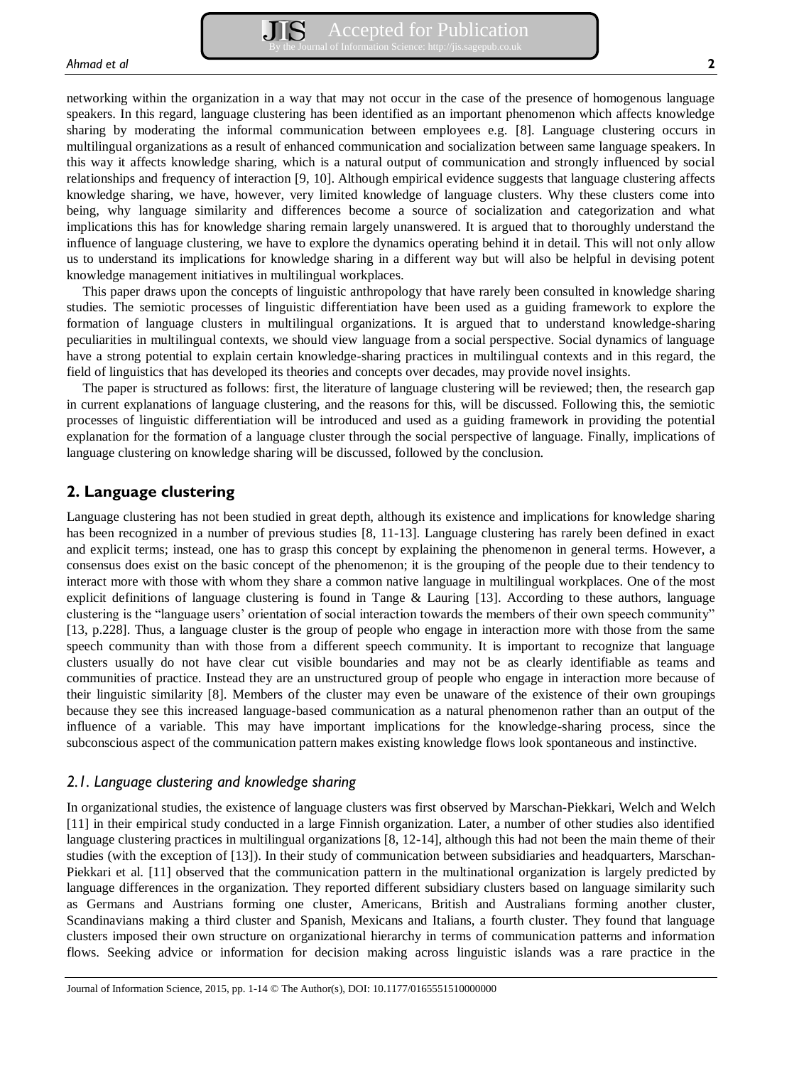networking within the organization in a way that may not occur in the case of the presence of homogenous language speakers. In this regard, language clustering has been identified as an important phenomenon which affects knowledge sharing by moderating the informal communication between employees e.g. [8]. Language clustering occurs in multilingual organizations as a result of enhanced communication and socialization between same language speakers. In this way it affects knowledge sharing, which is a natural output of communication and strongly influenced by social relationships and frequency of interaction [9, 10]. Although empirical evidence suggests that language clustering affects knowledge sharing, we have, however, very limited knowledge of language clusters. Why these clusters come into being, why language similarity and differences become a source of socialization and categorization and what implications this has for knowledge sharing remain largely unanswered. It is argued that to thoroughly understand the influence of language clustering, we have to explore the dynamics operating behind it in detail. This will not only allow us to understand its implications for knowledge sharing in a different way but will also be helpful in devising potent knowledge management initiatives in multilingual workplaces.

This paper draws upon the concepts of linguistic anthropology that have rarely been consulted in knowledge sharing studies. The semiotic processes of linguistic differentiation have been used as a guiding framework to explore the formation of language clusters in multilingual organizations. It is argued that to understand knowledge-sharing peculiarities in multilingual contexts, we should view language from a social perspective. Social dynamics of language have a strong potential to explain certain knowledge-sharing practices in multilingual contexts and in this regard, the field of linguistics that has developed its theories and concepts over decades, may provide novel insights.

The paper is structured as follows: first, the literature of language clustering will be reviewed; then, the research gap in current explanations of language clustering, and the reasons for this, will be discussed. Following this, the semiotic processes of linguistic differentiation will be introduced and used as a guiding framework in providing the potential explanation for the formation of a language cluster through the social perspective of language. Finally, implications of language clustering on knowledge sharing will be discussed, followed by the conclusion.

## 2. Language clustering

Language clustering has not been studied in great depth, although its existence and implications for knowledge sharing has been recognized in a number of previous studies [8, 11-13]. Language clustering has rarely been defined in exact and explicit terms; instead, one has to grasp this concept by explaining the phenomenon in general terms. However, a consensus does exist on the basic concept of the phenomenon; it is the grouping of the people due to their tendency to interact more with those with whom they share a common native language in multilingual workplaces. One of the most explicit definitions of language clustering is found in Tange & Lauring [13]. According to these authors, language clustering is the "language users' orientation of social interaction towards the members of their own speech community" [13, p.228]. Thus, a language cluster is the group of people who engage in interaction more with those from the same speech community than with those from a different speech community. It is important to recognize that language clusters usually do not have clear cut visible boundaries and may not be as clearly identifiable as teams and communities of practice. Instead they are an unstructured group of people who engage in interaction more because of their linguistic similarity [8]. Members of the cluster may even be unaware of the existence of their own groupings because they see this increased language-based communication as a natural phenomenon rather than an output of the influence of a variable. This may have important implications for the knowledge-sharing process, since the subconscious aspect of the communication pattern makes existing knowledge flows look spontaneous and instinctive.

### *2.1. Language clustering and knowledge sharing*

In organizational studies, the existence of language clusters was first observed by Marschan-Piekkari, Welch and Welch [11] in their empirical study conducted in a large Finnish organization. Later, a number of other studies also identified language clustering practices in multilingual organizations [8, 12-14], although this had not been the main theme of their studies (with the exception of [13]). In their study of communication between subsidiaries and headquarters, Marschan-Piekkari et al. [11] observed that the communication pattern in the multinational organization is largely predicted by language differences in the organization. They reported different subsidiary clusters based on language similarity such as Germans and Austrians forming one cluster, Americans, British and Australians forming another cluster, Scandinavians making a third cluster and Spanish, Mexicans and Italians, a fourth cluster. They found that language clusters imposed their own structure on organizational hierarchy in terms of communication patterns and information flows. Seeking advice or information for decision making across linguistic islands was a rare practice in the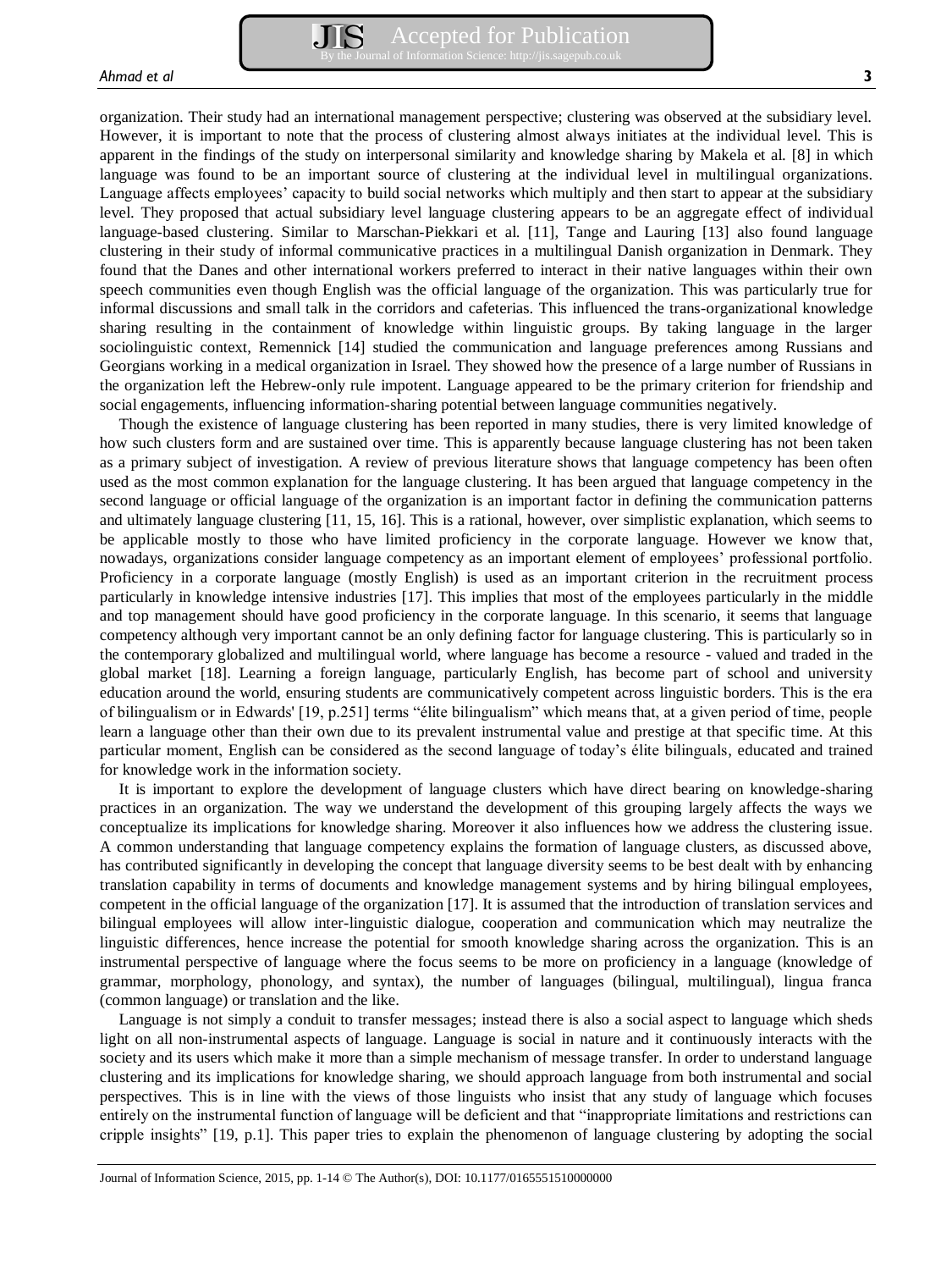organization. Their study had an international management perspective; clustering was observed at the subsidiary level. However, it is important to note that the process of clustering almost always initiates at the individual level. This is apparent in the findings of the study on interpersonal similarity and knowledge sharing by Makela et al. [8] in which language was found to be an important source of clustering at the individual level in multilingual organizations. Language affects employees' capacity to build social networks which multiply and then start to appear at the subsidiary level. They proposed that actual subsidiary level language clustering appears to be an aggregate effect of individual language-based clustering. Similar to Marschan-Piekkari et al. [11], Tange and Lauring [13] also found language clustering in their study of informal communicative practices in a multilingual Danish organization in Denmark. They found that the Danes and other international workers preferred to interact in their native languages within their own speech communities even though English was the official language of the organization. This was particularly true for informal discussions and small talk in the corridors and cafeterias. This influenced the trans-organizational knowledge sharing resulting in the containment of knowledge within linguistic groups. By taking language in the larger sociolinguistic context, Remennick [14] studied the communication and language preferences among Russians and Georgians working in a medical organization in Israel. They showed how the presence of a large number of Russians in the organization left the Hebrew-only rule impotent. Language appeared to be the primary criterion for friendship and social engagements, influencing information-sharing potential between language communities negatively.

Though the existence of language clustering has been reported in many studies, there is very limited knowledge of how such clusters form and are sustained over time. This is apparently because language clustering has not been taken as a primary subject of investigation. A review of previous literature shows that language competency has been often used as the most common explanation for the language clustering. It has been argued that language competency in the second language or official language of the organization is an important factor in defining the communication patterns and ultimately language clustering [11, 15, 16]. This is a rational, however, over simplistic explanation, which seems to be applicable mostly to those who have limited proficiency in the corporate language. However we know that, nowadays, organizations consider language competency as an important element of employees' professional portfolio. Proficiency in a corporate language (mostly English) is used as an important criterion in the recruitment process particularly in knowledge intensive industries [17]. This implies that most of the employees particularly in the middle and top management should have good proficiency in the corporate language. In this scenario, it seems that language competency although very important cannot be an only defining factor for language clustering. This is particularly so in the contemporary globalized and multilingual world, where language has become a resource - valued and traded in the global market [18]. Learning a foreign language, particularly English, has become part of school and university education around the world, ensuring students are communicatively competent across linguistic borders. This is the era of bilingualism or in Edwards' [19, p.251] terms "élite bilingualism" which means that, at a given period of time, people learn a language other than their own due to its prevalent instrumental value and prestige at that specific time. At this particular moment, English can be considered as the second language of today's élite bilinguals, educated and trained for knowledge work in the information society.

It is important to explore the development of language clusters which have direct bearing on knowledge-sharing practices in an organization. The way we understand the development of this grouping largely affects the ways we conceptualize its implications for knowledge sharing. Moreover it also influences how we address the clustering issue. A common understanding that language competency explains the formation of language clusters, as discussed above, has contributed significantly in developing the concept that language diversity seems to be best dealt with by enhancing translation capability in terms of documents and knowledge management systems and by hiring bilingual employees, competent in the official language of the organization [17]. It is assumed that the introduction of translation services and bilingual employees will allow inter-linguistic dialogue, cooperation and communication which may neutralize the linguistic differences, hence increase the potential for smooth knowledge sharing across the organization. This is an instrumental perspective of language where the focus seems to be more on proficiency in a language (knowledge of grammar, morphology, phonology, and syntax), the number of languages (bilingual, multilingual), lingua franca (common language) or translation and the like.

Language is not simply a conduit to transfer messages; instead there is also a social aspect to language which sheds light on all non-instrumental aspects of language. Language is social in nature and it continuously interacts with the society and its users which make it more than a simple mechanism of message transfer. In order to understand language clustering and its implications for knowledge sharing, we should approach language from both instrumental and social perspectives. This is in line with the views of those linguists who insist that any study of language which focuses entirely on the instrumental function of language will be deficient and that "inappropriate limitations and restrictions can cripple insights" [19, p.1]. This paper tries to explain the phenomenon of language clustering by adopting the social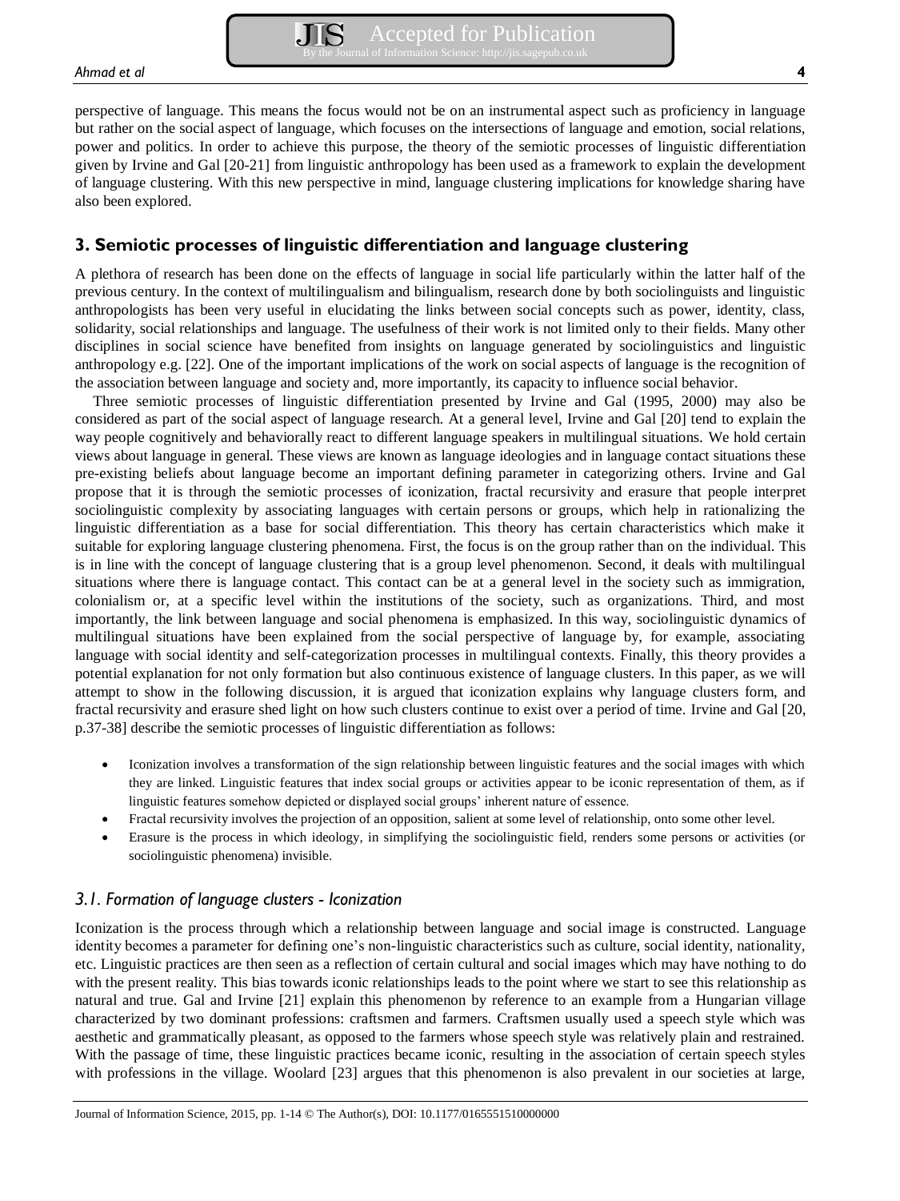perspective of language. This means the focus would not be on an instrumental aspect such as proficiency in language but rather on the social aspect of language, which focuses on the intersections of language and emotion, social relations, power and politics. In order to achieve this purpose, the theory of the semiotic processes of linguistic differentiation given by Irvine and Gal [20-21] from linguistic anthropology has been used as a framework to explain the development of language clustering. With this new perspective in mind, language clustering implications for knowledge sharing have also been explored.

## 3. Semiotic processes of linguistic differentiation and language clustering

A plethora of research has been done on the effects of language in social life particularly within the latter half of the previous century. In the context of multilingualism and bilingualism, research done by both sociolinguists and linguistic anthropologists has been very useful in elucidating the links between social concepts such as power, identity, class, solidarity, social relationships and language. The usefulness of their work is not limited only to their fields. Many other disciplines in social science have benefited from insights on language generated by sociolinguistics and linguistic anthropology e.g. [22]. One of the important implications of the work on social aspects of language is the recognition of the association between language and society and, more importantly, its capacity to influence social behavior.

Three semiotic processes of linguistic differentiation presented by Irvine and Gal (1995, 2000) may also be considered as part of the social aspect of language research. At a general level, Irvine and Gal [20] tend to explain the way people cognitively and behaviorally react to different language speakers in multilingual situations. We hold certain views about language in general. These views are known as language ideologies and in language contact situations these pre-existing beliefs about language become an important defining parameter in categorizing others. Irvine and Gal propose that it is through the semiotic processes of iconization, fractal recursivity and erasure that people interpret sociolinguistic complexity by associating languages with certain persons or groups, which help in rationalizing the linguistic differentiation as a base for social differentiation. This theory has certain characteristics which make it suitable for exploring language clustering phenomena. First, the focus is on the group rather than on the individual. This is in line with the concept of language clustering that is a group level phenomenon. Second, it deals with multilingual situations where there is language contact. This contact can be at a general level in the society such as immigration, colonialism or, at a specific level within the institutions of the society, such as organizations. Third, and most importantly, the link between language and social phenomena is emphasized. In this way, sociolinguistic dynamics of multilingual situations have been explained from the social perspective of language by, for example, associating language with social identity and self-categorization processes in multilingual contexts. Finally, this theory provides a potential explanation for not only formation but also continuous existence of language clusters. In this paper, as we will attempt to show in the following discussion, it is argued that iconization explains why language clusters form, and fractal recursivity and erasure shed light on how such clusters continue to exist over a period of time. Irvine and Gal [20, p.37-38] describe the semiotic processes of linguistic differentiation as follows:

- Iconization involves a transformation of the sign relationship between linguistic features and the social images with which they are linked. Linguistic features that index social groups or activities appear to be iconic representation of them, as if linguistic features somehow depicted or displayed social groups' inherent nature of essence.
- Fractal recursivity involves the projection of an opposition, salient at some level of relationship, onto some other level.
- Erasure is the process in which ideology, in simplifying the sociolinguistic field, renders some persons or activities (or sociolinguistic phenomena) invisible.

### *3.1. Formation of language clusters - Iconization*

Iconization is the process through which a relationship between language and social image is constructed. Language identity becomes a parameter for defining one's non-linguistic characteristics such as culture, social identity, nationality, etc. Linguistic practices are then seen as a reflection of certain cultural and social images which may have nothing to do with the present reality. This bias towards iconic relationships leads to the point where we start to see this relationship as natural and true. Gal and Irvine [21] explain this phenomenon by reference to an example from a Hungarian village characterized by two dominant professions: craftsmen and farmers. Craftsmen usually used a speech style which was aesthetic and grammatically pleasant, as opposed to the farmers whose speech style was relatively plain and restrained. With the passage of time, these linguistic practices became iconic, resulting in the association of certain speech styles with professions in the village. Woolard [23] argues that this phenomenon is also prevalent in our societies at large,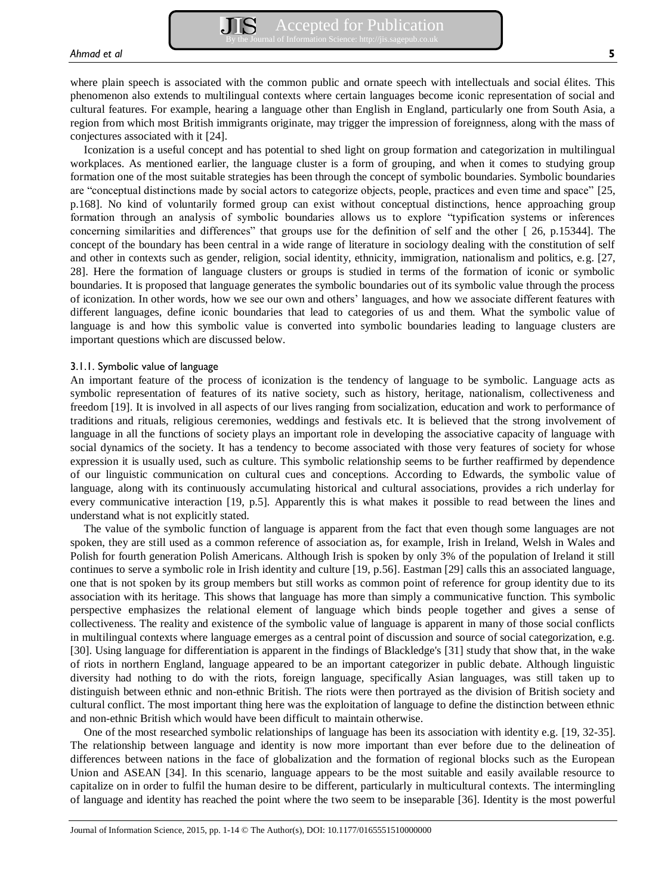where plain speech is associated with the common public and ornate speech with intellectuals and social élites. This phenomenon also extends to multilingual contexts where certain languages become iconic representation of social and cultural features. For example, hearing a language other than English in England, particularly one from South Asia, a region from which most British immigrants originate, may trigger the impression of foreignness, along with the mass of conjectures associated with it [24].

Iconization is a useful concept and has potential to shed light on group formation and categorization in multilingual workplaces. As mentioned earlier, the language cluster is a form of grouping, and when it comes to studying group formation one of the most suitable strategies has been through the concept of symbolic boundaries. Symbolic boundaries are "conceptual distinctions made by social actors to categorize objects, people, practices and even time and space" [25, p.168]. No kind of voluntarily formed group can exist without conceptual distinctions, hence approaching group formation through an analysis of symbolic boundaries allows us to explore "typification systems or inferences concerning similarities and differences" that groups use for the definition of self and the other [ 26, p.15344]. The concept of the boundary has been central in a wide range of literature in sociology dealing with the constitution of self and other in contexts such as gender, religion, social identity, ethnicity, immigration, nationalism and politics, e.g. [27, 28]. Here the formation of language clusters or groups is studied in terms of the formation of iconic or symbolic boundaries. It is proposed that language generates the symbolic boundaries out of its symbolic value through the process of iconization. In other words, how we see our own and others' languages, and how we associate different features with different languages, define iconic boundaries that lead to categories of us and them. What the symbolic value of language is and how this symbolic value is converted into symbolic boundaries leading to language clusters are important questions which are discussed below.

#### 3.1.1. Symbolic value of language

An important feature of the process of iconization is the tendency of language to be symbolic. Language acts as symbolic representation of features of its native society, such as history, heritage, nationalism, collectiveness and freedom [19]. It is involved in all aspects of our lives ranging from socialization, education and work to performance of traditions and rituals, religious ceremonies, weddings and festivals etc. It is believed that the strong involvement of language in all the functions of society plays an important role in developing the associative capacity of language with social dynamics of the society. It has a tendency to become associated with those very features of society for whose expression it is usually used, such as culture. This symbolic relationship seems to be further reaffirmed by dependence of our linguistic communication on cultural cues and conceptions. According to Edwards, the symbolic value of language, along with its continuously accumulating historical and cultural associations, provides a rich underlay for every communicative interaction [19, p.5]. Apparently this is what makes it possible to read between the lines and understand what is not explicitly stated.

The value of the symbolic function of language is apparent from the fact that even though some languages are not spoken, they are still used as a common reference of association as, for example, Irish in Ireland, Welsh in Wales and Polish for fourth generation Polish Americans. Although Irish is spoken by only 3% of the population of Ireland it still continues to serve a symbolic role in Irish identity and culture [19, p.56]. Eastman [29] calls this an associated language, one that is not spoken by its group members but still works as common point of reference for group identity due to its association with its heritage. This shows that language has more than simply a communicative function. This symbolic perspective emphasizes the relational element of language which binds people together and gives a sense of collectiveness. The reality and existence of the symbolic value of language is apparent in many of those social conflicts in multilingual contexts where language emerges as a central point of discussion and source of social categorization, e.g. [30]. Using language for differentiation is apparent in the findings of Blackledge's [31] study that show that, in the wake of riots in northern England, language appeared to be an important categorizer in public debate. Although linguistic diversity had nothing to do with the riots, foreign language, specifically Asian languages, was still taken up to distinguish between ethnic and non-ethnic British. The riots were then portrayed as the division of British society and cultural conflict. The most important thing here was the exploitation of language to define the distinction between ethnic and non-ethnic British which would have been difficult to maintain otherwise.

One of the most researched symbolic relationships of language has been its association with identity e.g. [19, 32-35]. The relationship between language and identity is now more important than ever before due to the delineation of differences between nations in the face of globalization and the formation of regional blocks such as the European Union and ASEAN [34]. In this scenario, language appears to be the most suitable and easily available resource to capitalize on in order to fulfil the human desire to be different, particularly in multicultural contexts. The intermingling of language and identity has reached the point where the two seem to be inseparable [36]. Identity is the most powerful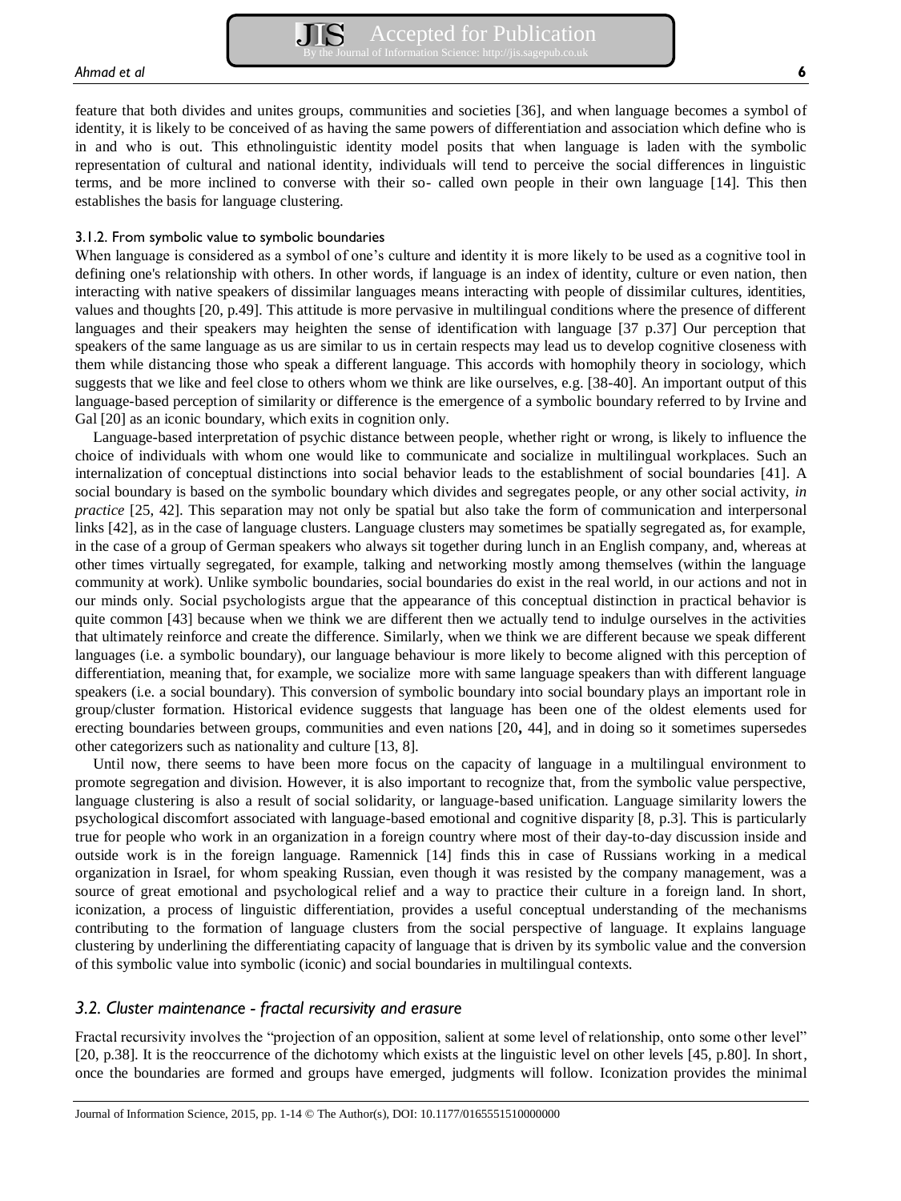feature that both divides and unites groups, communities and societies [36], and when language becomes a symbol of identity, it is likely to be conceived of as having the same powers of differentiation and association which define who is in and who is out. This ethnolinguistic identity model posits that when language is laden with the symbolic representation of cultural and national identity, individuals will tend to perceive the social differences in linguistic terms, and be more inclined to converse with their so- called own people in their own language [14]. This then establishes the basis for language clustering.

#### 3.1.2. From symbolic value to symbolic boundaries

When language is considered as a symbol of one's culture and identity it is more likely to be used as a cognitive tool in defining one's relationship with others. In other words, if language is an index of identity, culture or even nation, then interacting with native speakers of dissimilar languages means interacting with people of dissimilar cultures, identities, values and thoughts [20, p.49]. This attitude is more pervasive in multilingual conditions where the presence of different languages and their speakers may heighten the sense of identification with language [37 p.37] Our perception that speakers of the same language as us are similar to us in certain respects may lead us to develop cognitive closeness with them while distancing those who speak a different language. This accords with homophily theory in sociology, which suggests that we like and feel close to others whom we think are like ourselves, e.g. [38-40]. An important output of this language-based perception of similarity or difference is the emergence of a symbolic boundary referred to by Irvine and Gal [20] as an iconic boundary, which exits in cognition only.

Language-based interpretation of psychic distance between people, whether right or wrong, is likely to influence the choice of individuals with whom one would like to communicate and socialize in multilingual workplaces. Such an internalization of conceptual distinctions into social behavior leads to the establishment of social boundaries [41]. A social boundary is based on the symbolic boundary which divides and segregates people, or any other social activity, *in practice* [25, 42]. This separation may not only be spatial but also take the form of communication and interpersonal links [42], as in the case of language clusters. Language clusters may sometimes be spatially segregated as, for example, in the case of a group of German speakers who always sit together during lunch in an English company, and, whereas at other times virtually segregated, for example, talking and networking mostly among themselves (within the language community at work). Unlike symbolic boundaries, social boundaries do exist in the real world, in our actions and not in our minds only. Social psychologists argue that the appearance of this conceptual distinction in practical behavior is quite common [43] because when we think we are different then we actually tend to indulge ourselves in the activities that ultimately reinforce and create the difference. Similarly, when we think we are different because we speak different languages (i.e. a symbolic boundary), our language behaviour is more likely to become aligned with this perception of differentiation, meaning that, for example, we socialize more with same language speakers than with different language speakers (i.e. a social boundary). This conversion of symbolic boundary into social boundary plays an important role in group/cluster formation. Historical evidence suggests that language has been one of the oldest elements used for erecting boundaries between groups, communities and even nations [20**,** 44], and in doing so it sometimes supersedes other categorizers such as nationality and culture [13, 8].

Until now, there seems to have been more focus on the capacity of language in a multilingual environment to promote segregation and division. However, it is also important to recognize that, from the symbolic value perspective, language clustering is also a result of social solidarity, or language-based unification. Language similarity lowers the psychological discomfort associated with language-based emotional and cognitive disparity [8, p.3]. This is particularly true for people who work in an organization in a foreign country where most of their day-to-day discussion inside and outside work is in the foreign language. Ramennick [14] finds this in case of Russians working in a medical organization in Israel, for whom speaking Russian, even though it was resisted by the company management, was a source of great emotional and psychological relief and a way to practice their culture in a foreign land. In short, iconization, a process of linguistic differentiation, provides a useful conceptual understanding of the mechanisms contributing to the formation of language clusters from the social perspective of language. It explains language clustering by underlining the differentiating capacity of language that is driven by its symbolic value and the conversion of this symbolic value into symbolic (iconic) and social boundaries in multilingual contexts.

### *3.2. Cluster maintenance - fractal recursivity and erasure*

Fractal recursivity involves the "projection of an opposition, salient at some level of relationship, onto some other level" [20, p.38]. It is the reoccurrence of the dichotomy which exists at the linguistic level on other levels [45, p.80]. In short, once the boundaries are formed and groups have emerged, judgments will follow. Iconization provides the minimal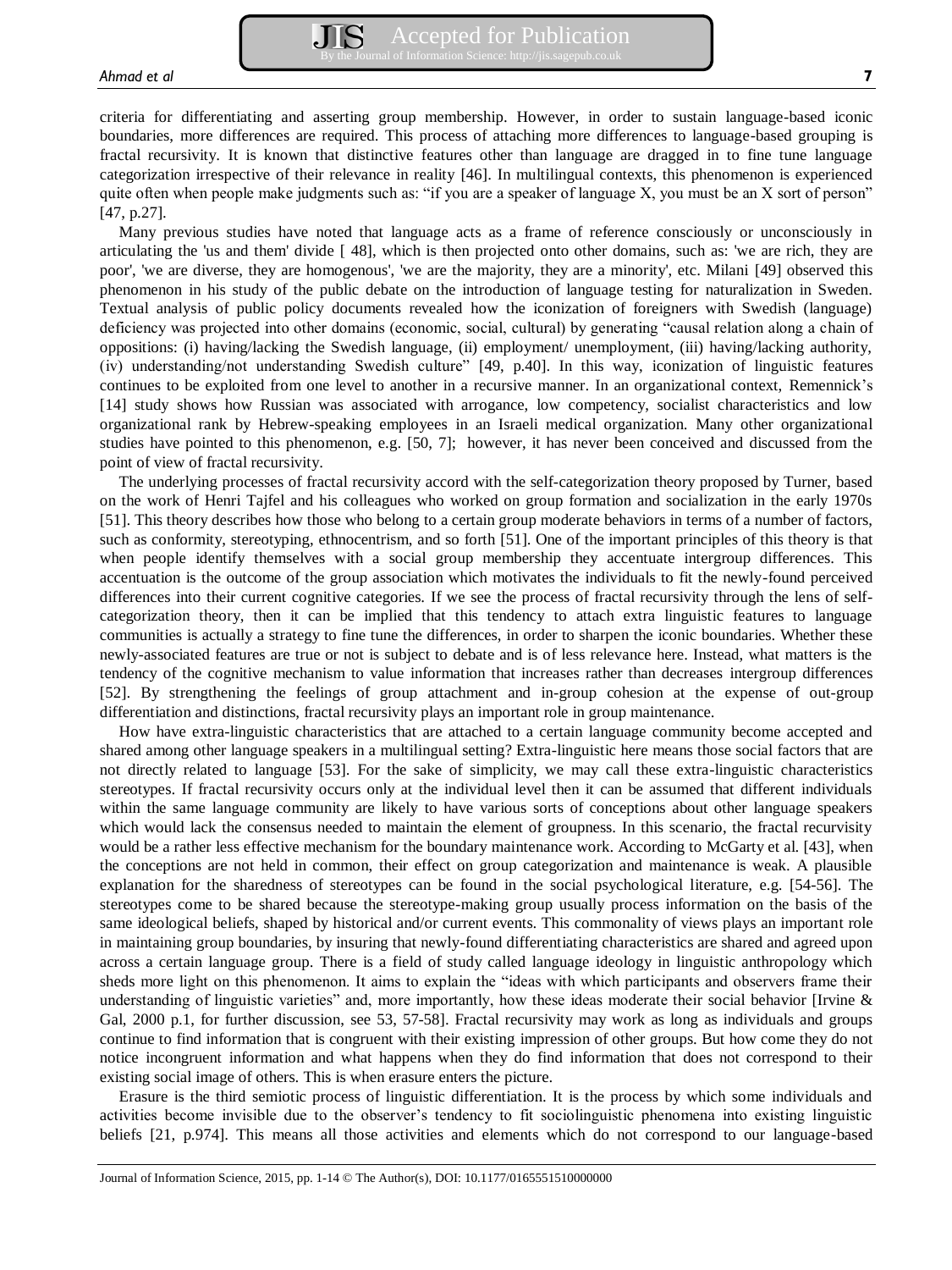criteria for differentiating and asserting group membership. However, in order to sustain language-based iconic boundaries, more differences are required. This process of attaching more differences to language-based grouping is fractal recursivity. It is known that distinctive features other than language are dragged in to fine tune language categorization irrespective of their relevance in reality [46]. In multilingual contexts, this phenomenon is experienced quite often when people make judgments such as: "if you are a speaker of language X, you must be an X sort of person" [47, p.27].

Many previous studies have noted that language acts as a frame of reference consciously or unconsciously in articulating the 'us and them' divide [ 48], which is then projected onto other domains, such as: 'we are rich, they are poor', 'we are diverse, they are homogenous', 'we are the majority, they are a minority', etc. Milani [49] observed this phenomenon in his study of the public debate on the introduction of language testing for naturalization in Sweden. Textual analysis of public policy documents revealed how the iconization of foreigners with Swedish (language) deficiency was projected into other domains (economic, social, cultural) by generating "causal relation along a chain of oppositions: (i) having/lacking the Swedish language, (ii) employment/ unemployment, (iii) having/lacking authority, (iv) understanding/not understanding Swedish culture" [49, p.40]. In this way, iconization of linguistic features continues to be exploited from one level to another in a recursive manner. In an organizational context, Remennick's [14] study shows how Russian was associated with arrogance, low competency, socialist characteristics and low organizational rank by Hebrew-speaking employees in an Israeli medical organization. Many other organizational studies have pointed to this phenomenon, e.g. [50, 7]; however, it has never been conceived and discussed from the point of view of fractal recursivity.

The underlying processes of fractal recursivity accord with the self-categorization theory proposed by Turner, based on the work of Henri Tajfel and his colleagues who worked on group formation and socialization in the early 1970s [51]. This theory describes how those who belong to a certain group moderate behaviors in terms of a number of factors, such as conformity, stereotyping, ethnocentrism, and so forth [51]. One of the important principles of this theory is that when people identify themselves with a social group membership they accentuate intergroup differences. This accentuation is the outcome of the group association which motivates the individuals to fit the newly-found perceived differences into their current cognitive categories. If we see the process of fractal recursivity through the lens of self-categorization theory, then it can be implied that this tendency to attach extra linguistic features to language communities is actually a strategy to fine tune the differences, in order to sharpen the iconic boundaries. Whether these newly-associated features are true or not is subject to debate and is of less relevance here. Instead, what matters is the tendency of the cognitive mechanism to value information that increases rather than decreases intergroup differences [52]. By strengthening the feelings of group attachment and in-group cohesion at the expense of out-group differentiation and distinctions, fractal recursivity plays an important role in group maintenance.

How have extra-linguistic characteristics that are attached to a certain language community become accepted and shared among other language speakers in a multilingual setting? Extra-linguistic here means those social factors that are not directly related to language [53]. For the sake of simplicity, we may call these extra-linguistic characteristics stereotypes. If fractal recursivity occurs only at the individual level then it can be assumed that different individuals within the same language community are likely to have various sorts of conceptions about other language speakers which would lack the consensus needed to maintain the element of groupness. In this scenario, the fractal recurvisity would be a rather less effective mechanism for the boundary maintenance work. According to McGarty et al. [43], when the conceptions are not held in common, their effect on group categorization and maintenance is weak. A plausible explanation for the sharedness of stereotypes can be found in the social psychological literature, e.g. [54-56]. The stereotypes come to be shared because the stereotype-making group usually process information on the basis of the same ideological beliefs, shaped by historical and/or current events. This commonality of views plays an important role in maintaining group boundaries, by insuring that newly-found differentiating characteristics are shared and agreed upon across a certain language group. There is a field of study called language ideology in linguistic anthropology which sheds more light on this phenomenon. It aims to explain the "ideas with which participants and observers frame their understanding of linguistic varieties" and, more importantly, how these ideas moderate their social behavior [Irvine & Gal, 2000 p.1, for further discussion, see 53, 57-58]. Fractal recursivity may work as long as individuals and groups continue to find information that is congruent with their existing impression of other groups. But how come they do not notice incongruent information and what happens when they do find information that does not correspond to their existing social image of others. This is when erasure enters the picture.

Erasure is the third semiotic process of linguistic differentiation. It is the process by which some individuals and activities become invisible due to the observer's tendency to fit sociolinguistic phenomena into existing linguistic beliefs [21, p.974]. This means all those activities and elements which do not correspond to our language-based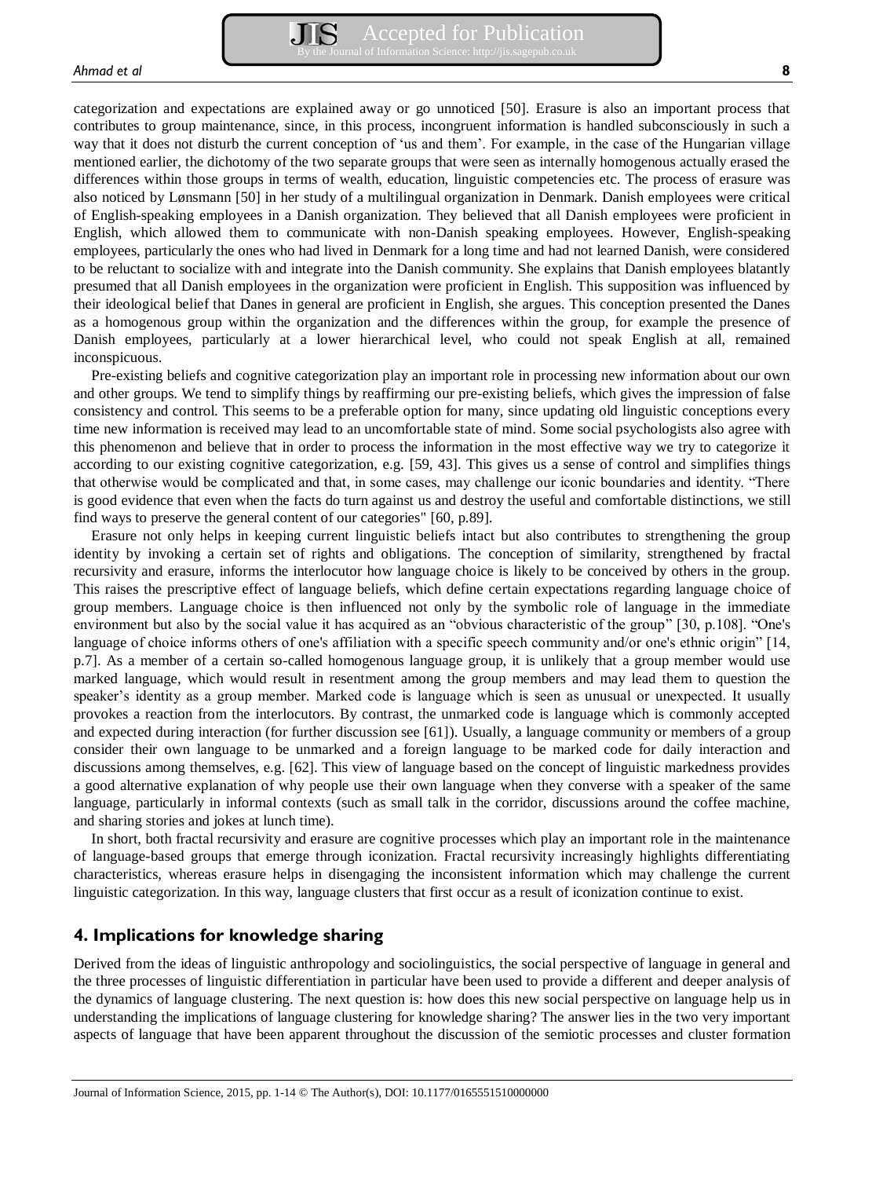categorization and expectations are explained away or go unnoticed [50]. Erasure is also an important process that contributes to group maintenance, since, in this process, incongruent information is handled subconsciously in such a way that it does not disturb the current conception of 'us and them'. For example, in the case of the Hungarian village mentioned earlier, the dichotomy of the two separate groups that were seen as internally homogenous actually erased the differences within those groups in terms of wealth, education, linguistic competencies etc. The process of erasure was also noticed by Lønsmann [50] in her study of a multilingual organization in Denmark. Danish employees were critical of English-speaking employees in a Danish organization. They believed that all Danish employees were proficient in English, which allowed them to communicate with non-Danish speaking employees. However, English-speaking employees, particularly the ones who had lived in Denmark for a long time and had not learned Danish, were considered to be reluctant to socialize with and integrate into the Danish community. She explains that Danish employees blatantly presumed that all Danish employees in the organization were proficient in English. This supposition was influenced by their ideological belief that Danes in general are proficient in English, she argues. This conception presented the Danes as a homogenous group within the organization and the differences within the group, for example the presence of Danish employees, particularly at a lower hierarchical level, who could not speak English at all, remained inconspicuous.

Pre-existing beliefs and cognitive categorization play an important role in processing new information about our own and other groups. We tend to simplify things by reaffirming our pre-existing beliefs, which gives the impression of false consistency and control. This seems to be a preferable option for many, since updating old linguistic conceptions every time new information is received may lead to an uncomfortable state of mind. Some social psychologists also agree with this phenomenon and believe that in order to process the information in the most effective way we try to categorize it according to our existing cognitive categorization, e.g. [59, 43]. This gives us a sense of control and simplifies things that otherwise would be complicated and that, in some cases, may challenge our iconic boundaries and identity. "There is good evidence that even when the facts do turn against us and destroy the useful and comfortable distinctions, we still find ways to preserve the general content of our categories" [60, p.89].

Erasure not only helps in keeping current linguistic beliefs intact but also contributes to strengthening the group identity by invoking a certain set of rights and obligations. The conception of similarity, strengthened by fractal recursivity and erasure, informs the interlocutor how language choice is likely to be conceived by others in the group. This raises the prescriptive effect of language beliefs, which define certain expectations regarding language choice of group members. Language choice is then influenced not only by the symbolic role of language in the immediate environment but also by the social value it has acquired as an "obvious characteristic of the group" [30, p.108]. "One's language of choice informs others of one's affiliation with a specific speech community and/or one's ethnic origin" [14, p.7]. As a member of a certain so-called homogenous language group, it is unlikely that a group member would use marked language, which would result in resentment among the group members and may lead them to question the speaker's identity as a group member. Marked code is language which is seen as unusual or unexpected. It usually provokes a reaction from the interlocutors. By contrast, the unmarked code is language which is commonly accepted and expected during interaction (for further discussion see [61]). Usually, a language community or members of a group consider their own language to be unmarked and a foreign language to be marked code for daily interaction and discussions among themselves, e.g. [62]. This view of language based on the concept of linguistic markedness provides a good alternative explanation of why people use their own language when they converse with a speaker of the same language, particularly in informal contexts (such as small talk in the corridor, discussions around the coffee machine, and sharing stories and jokes at lunch time).

In short, both fractal recursivity and erasure are cognitive processes which play an important role in the maintenance of language-based groups that emerge through iconization. Fractal recursivity increasingly highlights differentiating characteristics, whereas erasure helps in disengaging the inconsistent information which may challenge the current linguistic categorization. In this way, language clusters that first occur as a result of iconization continue to exist.

## 4. Implications for knowledge sharing

Derived from the ideas of linguistic anthropology and sociolinguistics, the social perspective of language in general and the three processes of linguistic differentiation in particular have been used to provide a different and deeper analysis of the dynamics of language clustering. The next question is: how does this new social perspective on language help us in understanding the implications of language clustering for knowledge sharing? The answer lies in the two very important aspects of language that have been apparent throughout the discussion of the semiotic processes and cluster formation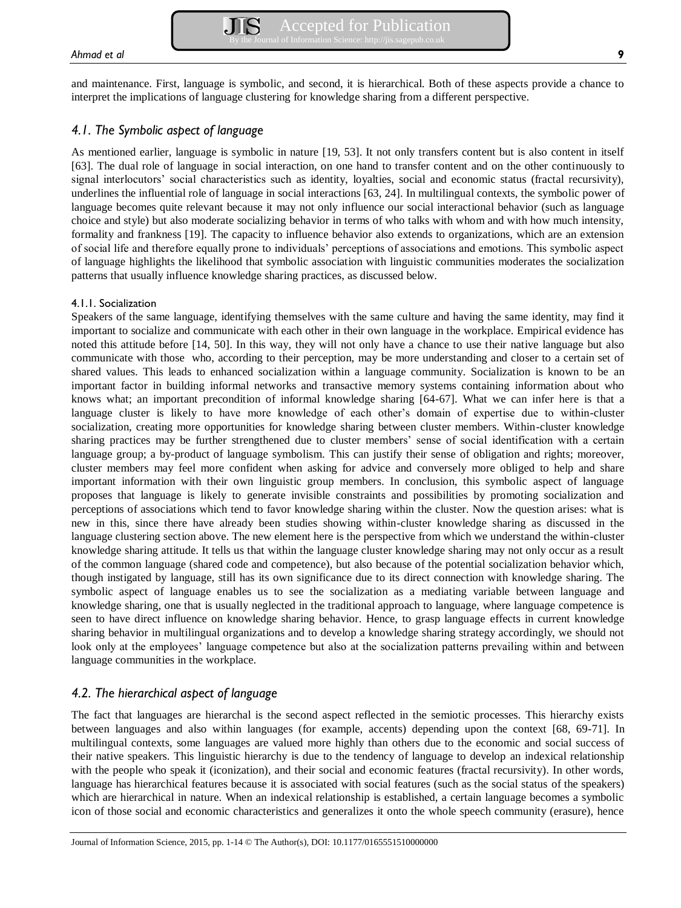and maintenance. First, language is symbolic, and second, it is hierarchical. Both of these aspects provide a chance to interpret the implications of language clustering for knowledge sharing from a different perspective.

## *4.1. The Symbolic aspect of language*

As mentioned earlier, language is symbolic in nature [19, 53]. It not only transfers content but is also content in itself [63]. The dual role of language in social interaction, on one hand to transfer content and on the other continuously to signal interlocutors' social characteristics such as identity, loyalties, social and economic status (fractal recursivity), underlines the influential role of language in social interactions [63, 24]. In multilingual contexts, the symbolic power of language becomes quite relevant because it may not only influence our social interactional behavior (such as language choice and style) but also moderate socializing behavior in terms of who talks with whom and with how much intensity, formality and frankness [19]. The capacity to influence behavior also extends to organizations, which are an extension of social life and therefore equally prone to individuals' perceptions of associations and emotions. This symbolic aspect of language highlights the likelihood that symbolic association with linguistic communities moderates the socialization patterns that usually influence knowledge sharing practices, as discussed below.

### 4.1.1. Socialization

Speakers of the same language, identifying themselves with the same culture and having the same identity, may find it important to socialize and communicate with each other in their own language in the workplace. Empirical evidence has noted this attitude before [14, 50]. In this way, they will not only have a chance to use their native language but also communicate with those who, according to their perception, may be more understanding and closer to a certain set of shared values. This leads to enhanced socialization within a language community. Socialization is known to be an important factor in building informal networks and transactive memory systems containing information about who knows what; an important precondition of informal knowledge sharing [64-67]. What we can infer here is that a language cluster is likely to have more knowledge of each other's domain of expertise due to within-cluster socialization, creating more opportunities for knowledge sharing between cluster members. Within-cluster knowledge sharing practices may be further strengthened due to cluster members' sense of social identification with a certain language group; a by-product of language symbolism. This can justify their sense of obligation and rights; moreover, cluster members may feel more confident when asking for advice and conversely more obliged to help and share important information with their own linguistic group members. In conclusion, this symbolic aspect of language proposes that language is likely to generate invisible constraints and possibilities by promoting socialization and perceptions of associations which tend to favor knowledge sharing within the cluster. Now the question arises: what is new in this, since there have already been studies showing within-cluster knowledge sharing as discussed in the language clustering section above. The new element here is the perspective from which we understand the within-cluster knowledge sharing attitude. It tells us that within the language cluster knowledge sharing may not only occur as a result of the common language (shared code and competence), but also because of the potential socialization behavior which, though instigated by language, still has its own significance due to its direct connection with knowledge sharing. The symbolic aspect of language enables us to see the socialization as a mediating variable between language and knowledge sharing, one that is usually neglected in the traditional approach to language, where language competence is seen to have direct influence on knowledge sharing behavior. Hence, to grasp language effects in current knowledge sharing behavior in multilingual organizations and to develop a knowledge sharing strategy accordingly, we should not look only at the employees' language competence but also at the socialization patterns prevailing within and between language communities in the workplace.

## *4.2. The hierarchical aspect of language*

The fact that languages are hierarchal is the second aspect reflected in the semiotic processes. This hierarchy exists between languages and also within languages (for example, accents) depending upon the context [68, 69-71]. In multilingual contexts, some languages are valued more highly than others due to the economic and social success of their native speakers. This linguistic hierarchy is due to the tendency of language to develop an indexical relationship with the people who speak it (iconization), and their social and economic features (fractal recursivity). In other words, language has hierarchical features because it is associated with social features (such as the social status of the speakers) which are hierarchical in nature. When an indexical relationship is established, a certain language becomes a symbolic icon of those social and economic characteristics and generalizes it onto the whole speech community (erasure), hence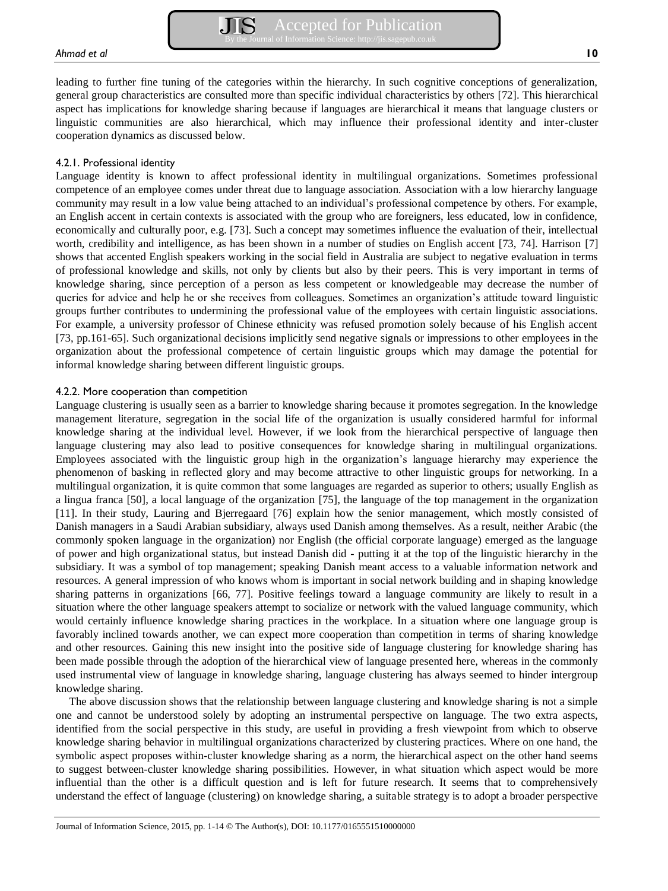leading to further fine tuning of the categories within the hierarchy. In such cognitive conceptions of generalization, general group characteristics are consulted more than specific individual characteristics by others [72]. This hierarchical aspect has implications for knowledge sharing because if languages are hierarchical it means that language clusters or linguistic communities are also hierarchical, which may influence their professional identity and inter-cluster cooperation dynamics as discussed below.

#### 4.2.1. Professional identity

Language identity is known to affect professional identity in multilingual organizations. Sometimes professional competence of an employee comes under threat due to language association. Association with a low hierarchy language community may result in a low value being attached to an individual's professional competence by others. For example, an English accent in certain contexts is associated with the group who are foreigners, less educated, low in confidence, economically and culturally poor, e.g. [73]. Such a concept may sometimes influence the evaluation of their, intellectual worth, credibility and intelligence, as has been shown in a number of studies on English accent [73, 74]. Harrison [7] shows that accented English speakers working in the social field in Australia are subject to negative evaluation in terms of professional knowledge and skills, not only by clients but also by their peers. This is very important in terms of knowledge sharing, since perception of a person as less competent or knowledgeable may decrease the number of queries for advice and help he or she receives from colleagues. Sometimes an organization's attitude toward linguistic groups further contributes to undermining the professional value of the employees with certain linguistic associations. For example, a university professor of Chinese ethnicity was refused promotion solely because of his English accent [73, pp.161-65]. Such organizational decisions implicitly send negative signals or impressions to other employees in the organization about the professional competence of certain linguistic groups which may damage the potential for informal knowledge sharing between different linguistic groups.

#### 4.2.2. More cooperation than competition

Language clustering is usually seen as a barrier to knowledge sharing because it promotes segregation. In the knowledge management literature, segregation in the social life of the organization is usually considered harmful for informal knowledge sharing at the individual level. However, if we look from the hierarchical perspective of language then language clustering may also lead to positive consequences for knowledge sharing in multilingual organizations. Employees associated with the linguistic group high in the organization's language hierarchy may experience the phenomenon of basking in reflected glory and may become attractive to other linguistic groups for networking. In a multilingual organization, it is quite common that some languages are regarded as superior to others; usually English as a lingua franca [50], a local language of the organization [75], the language of the top management in the organization [11]. In their study, Lauring and Bjerregaard [76] explain how the senior management, which mostly consisted of Danish managers in a Saudi Arabian subsidiary, always used Danish among themselves. As a result, neither Arabic (the commonly spoken language in the organization) nor English (the official corporate language) emerged as the language of power and high organizational status, but instead Danish did - putting it at the top of the linguistic hierarchy in the subsidiary. It was a symbol of top management; speaking Danish meant access to a valuable information network and resources. A general impression of who knows whom is important in social network building and in shaping knowledge sharing patterns in organizations [66, 77]. Positive feelings toward a language community are likely to result in a situation where the other language speakers attempt to socialize or network with the valued language community, which would certainly influence knowledge sharing practices in the workplace. In a situation where one language group is favorably inclined towards another, we can expect more cooperation than competition in terms of sharing knowledge and other resources. Gaining this new insight into the positive side of language clustering for knowledge sharing has been made possible through the adoption of the hierarchical view of language presented here, whereas in the commonly used instrumental view of language in knowledge sharing, language clustering has always seemed to hinder intergroup knowledge sharing.

The above discussion shows that the relationship between language clustering and knowledge sharing is not a simple one and cannot be understood solely by adopting an instrumental perspective on language. The two extra aspects, identified from the social perspective in this study, are useful in providing a fresh viewpoint from which to observe knowledge sharing behavior in multilingual organizations characterized by clustering practices. Where on one hand, the symbolic aspect proposes within-cluster knowledge sharing as a norm, the hierarchical aspect on the other hand seems to suggest between-cluster knowledge sharing possibilities. However, in what situation which aspect would be more influential than the other is a difficult question and is left for future research. It seems that to comprehensively understand the effect of language (clustering) on knowledge sharing, a suitable strategy is to adopt a broader perspective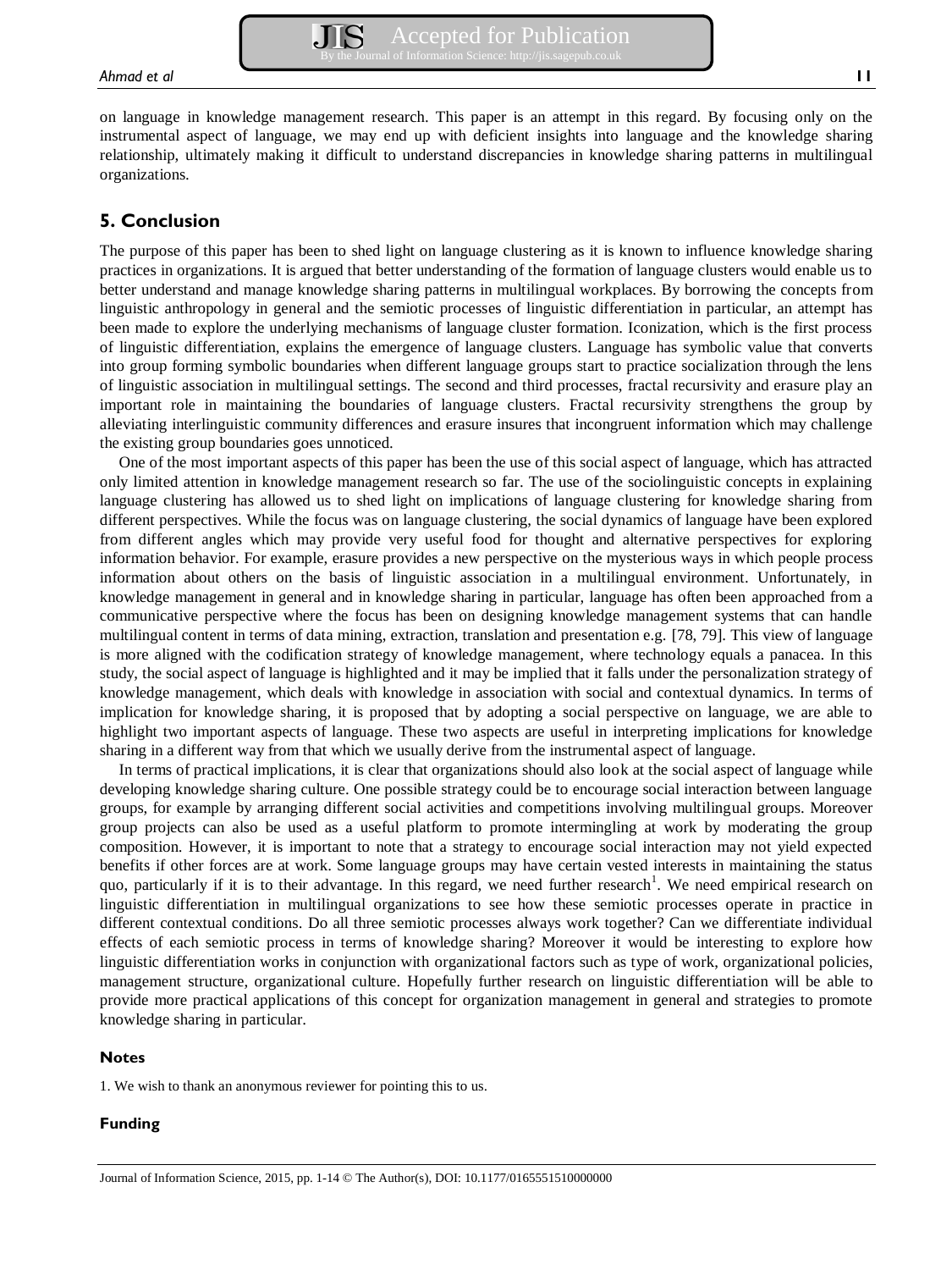on language in knowledge management research. This paper is an attempt in this regard. By focusing only on the instrumental aspect of language, we may end up with deficient insights into language and the knowledge sharing relationship, ultimately making it difficult to understand discrepancies in knowledge sharing patterns in multilingual organizations.

## 5. Conclusion

The purpose of this paper has been to shed light on language clustering as it is known to influence knowledge sharing practices in organizations. It is argued that better understanding of the formation of language clusters would enable us to better understand and manage knowledge sharing patterns in multilingual workplaces. By borrowing the concepts from linguistic anthropology in general and the semiotic processes of linguistic differentiation in particular, an attempt has been made to explore the underlying mechanisms of language cluster formation. Iconization, which is the first process of linguistic differentiation, explains the emergence of language clusters. Language has symbolic value that converts into group forming symbolic boundaries when different language groups start to practice socialization through the lens of linguistic association in multilingual settings. The second and third processes, fractal recursivity and erasure play an important role in maintaining the boundaries of language clusters. Fractal recursivity strengthens the group by alleviating interlinguistic community differences and erasure insures that incongruent information which may challenge the existing group boundaries goes unnoticed.

One of the most important aspects of this paper has been the use of this social aspect of language, which has attracted only limited attention in knowledge management research so far. The use of the sociolinguistic concepts in explaining language clustering has allowed us to shed light on implications of language clustering for knowledge sharing from different perspectives. While the focus was on language clustering, the social dynamics of language have been explored from different angles which may provide very useful food for thought and alternative perspectives for exploring information behavior. For example, erasure provides a new perspective on the mysterious ways in which people process information about others on the basis of linguistic association in a multilingual environment. Unfortunately, in knowledge management in general and in knowledge sharing in particular, language has often been approached from a communicative perspective where the focus has been on designing knowledge management systems that can handle multilingual content in terms of data mining, extraction, translation and presentation e.g. [78, 79]. This view of language is more aligned with the codification strategy of knowledge management, where technology equals a panacea. In this study, the social aspect of language is highlighted and it may be implied that it falls under the personalization strategy of knowledge management, which deals with knowledge in association with social and contextual dynamics. In terms of implication for knowledge sharing, it is proposed that by adopting a social perspective on language, we are able to highlight two important aspects of language. These two aspects are useful in interpreting implications for knowledge sharing in a different way from that which we usually derive from the instrumental aspect of language.

In terms of practical implications, it is clear that organizations should also look at the social aspect of language while developing knowledge sharing culture. One possible strategy could be to encourage social interaction between language groups, for example by arranging different social activities and competitions involving multilingual groups. Moreover group projects can also be used as a useful platform to promote intermingling at work by moderating the group composition. However, it is important to note that a strategy to encourage social interaction may not yield expected benefits if other forces are at work. Some language groups may have certain vested interests in maintaining the status quo, particularly if it is to their advantage. In this regard, we need further research[1]. We need empirical research on linguistic differentiation in multilingual organizations to see how these semiotic processes operate in practice in different contextual conditions. Do all three semiotic processes always work together? Can we differentiate individual effects of each semiotic process in terms of knowledge sharing? Moreover it would be interesting to explore how linguistic differentiation works in conjunction with organizational factors such as type of work, organizational policies, management structure, organizational culture. Hopefully further research on linguistic differentiation will be able to provide more practical applications of this concept for organization management in general and strategies to promote knowledge sharing in particular.

### Notes

1. We wish to thank an anonymous reviewer for pointing this to us.

### Funding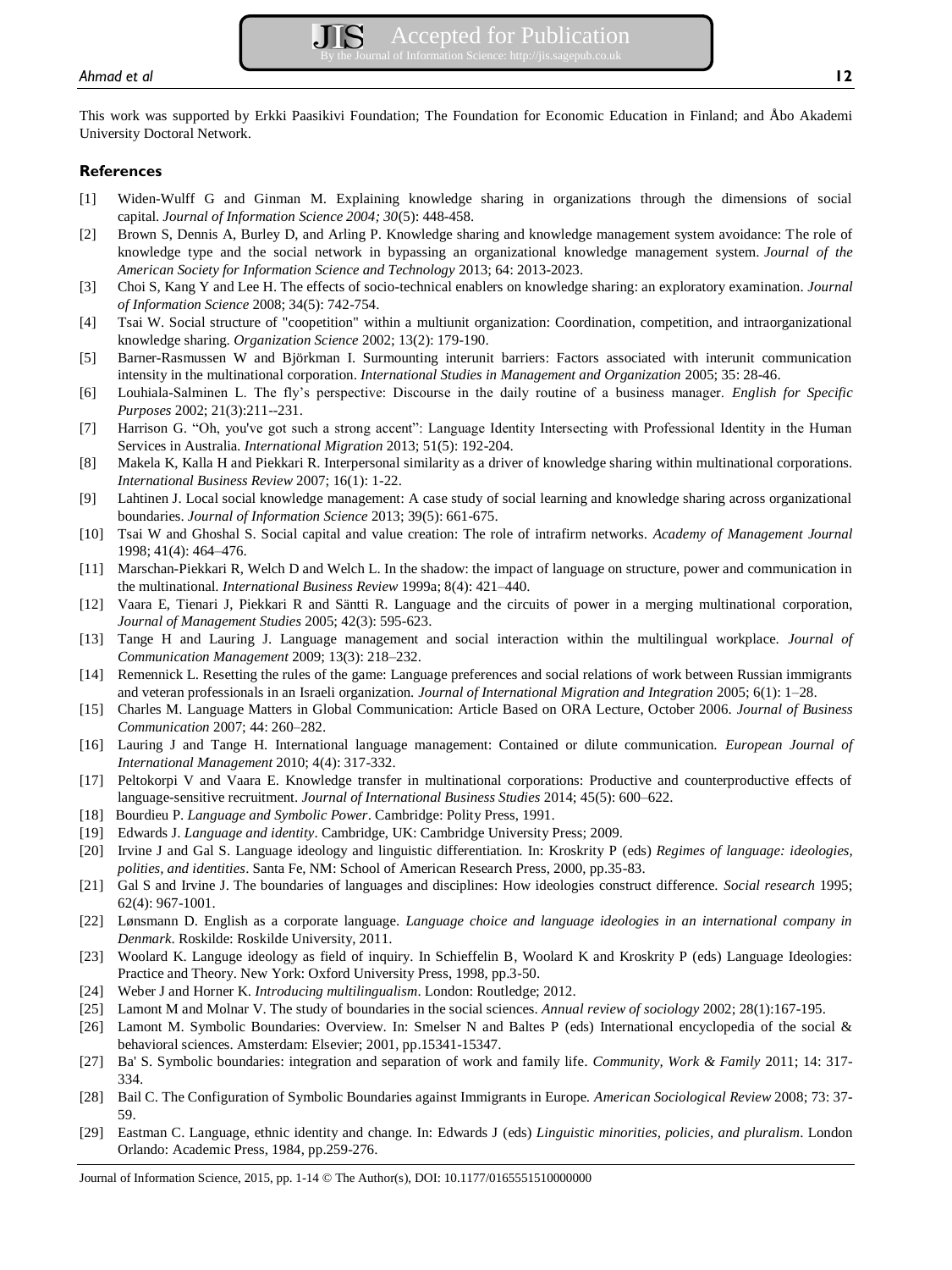This work was supported by Erkki Paasikivi Foundation; The Foundation for Economic Education in Finland; and Åbo Akademi University Doctoral Network.

## References

[1] Widen-Wulff G and Ginman M. Explaining knowledge sharing in organizations through the dimensions of social capital. *Journal of Information Science 2004; 30*(5): 448-458.

[2] Brown S, Dennis A, Burley D, and Arling P. Knowledge sharing and knowledge management system avoidance: The role of knowledge type and the social network in bypassing an organizational knowledge management system. *Journal of the American Society for Information Science and Technology* 2013; 64: 2013-2023.

[3] Choi S, Kang Y and Lee H. The effects of socio-technical enablers on knowledge sharing: an exploratory examination. *Journal of Information Science* 2008; 34(5): 742-754.

[4] Tsai W. Social structure of "coopetition" within a multiunit organization: Coordination, competition, and intraorganizational knowledge sharing. *Organization Science* 2002; 13(2): 179-190.

[5] Barner-Rasmussen W and Björkman I. Surmounting interunit barriers: Factors associated with interunit communication intensity in the multinational corporation. *International Studies in Management and Organization* 2005; 35: 28-46.

[6] Louhiala-Salminen L. The fly's perspective: Discourse in the daily routine of a business manager. *English for Specific Purposes* 2002; 21(3):211--231.

[7] Harrison G. "Oh, you've got such a strong accent": Language Identity Intersecting with Professional Identity in the Human Services in Australia. *International Migration* 2013; 51(5): 192-204.

[8] Makela K, Kalla H and Piekkari R. Interpersonal similarity as a driver of knowledge sharing within multinational corporations. *International Business Review* 2007; 16(1): 1-22.

[9] Lahtinen J. Local social knowledge management: A case study of social learning and knowledge sharing across organizational boundaries. *Journal of Information Science* 2013; 39(5): 661-675.

[10] Tsai W and Ghoshal S. Social capital and value creation: The role of intrafirm networks. *Academy of Management Journal* 1998; 41(4): 464–476.

[11] Marschan-Piekkari R, Welch D and Welch L. In the shadow: the impact of language on structure, power and communication in the multinational. *International Business Review* 1999a; 8(4): 421–440.

[12] Vaara E, Tienari J, Piekkari R and Säntti R. Language and the circuits of power in a merging multinational corporation, *Journal of Management Studies* 2005; 42(3): 595-623.

[13] Tange H and Lauring J. Language management and social interaction within the multilingual workplace. *Journal of Communication Management* 2009; 13(3): 218–232.

[14] Remennick L. Resetting the rules of the game: Language preferences and social relations of work between Russian immigrants and veteran professionals in an Israeli organization. *Journal of International Migration and Integration* 2005; 6(1): 1–28.

[15] Charles M. Language Matters in Global Communication: Article Based on ORA Lecture, October 2006. *Journal of Business Communication* 2007; 44: 260–282.

[16] Lauring J and Tange H. International language management: Contained or dilute communication. *European Journal of International Management* 2010; 4(4): 317-332.

[17] Peltokorpi V and Vaara E. Knowledge transfer in multinational corporations: Productive and counterproductive effects of language-sensitive recruitment. *Journal of International Business Studies* 2014; 45(5): 600–622.

[18] Bourdieu P. *Language and Symbolic Power*. Cambridge: Polity Press, 1991.

[19] Edwards J. *Language and identity*. Cambridge, UK: Cambridge University Press; 2009.

[20] Irvine J and Gal S. Language ideology and linguistic differentiation. In: Kroskrity P (eds) *Regimes of language: ideologies, polities, and identities*. Santa Fe, NM: School of American Research Press, 2000, pp.35-83.

[21] Gal S and Irvine J. The boundaries of languages and disciplines: How ideologies construct difference. *Social research* 1995; 62(4): 967-1001.

[22] Lønsmann D. English as a corporate language. *Language choice and language ideologies in an international company in Denmark*. Roskilde: Roskilde University, 2011.

[23] Woolard K. Languge ideology as field of inquiry. In Schieffelin B, Woolard K and Kroskrity P (eds) Language Ideologies: Practice and Theory. New York: Oxford University Press, 1998, pp.3-50.

[24] Weber J and Horner K. *Introducing multilingualism*. London: Routledge; 2012.

[25] Lamont M and Molnar V. The study of boundaries in the social sciences. *Annual review of sociology* 2002; 28(1):167-195.

[26] Lamont M. Symbolic Boundaries: Overview. In: Smelser N and Baltes P (eds) International encyclopedia of the social & behavioral sciences. Amsterdam: Elsevier; 2001, pp.15341-15347.

[27] Ba' S. Symbolic boundaries: integration and separation of work and family life. *Community, Work & Family* 2011; 14: 317-334.

[28] Bail C. The Configuration of Symbolic Boundaries against Immigrants in Europe. *American Sociological Review* 2008; 73: 37-59.

[29] Eastman C. Language, ethnic identity and change. In: Edwards J (eds) *Linguistic minorities, policies, and pluralism*. London Orlando: Academic Press, 1984, pp.259-276.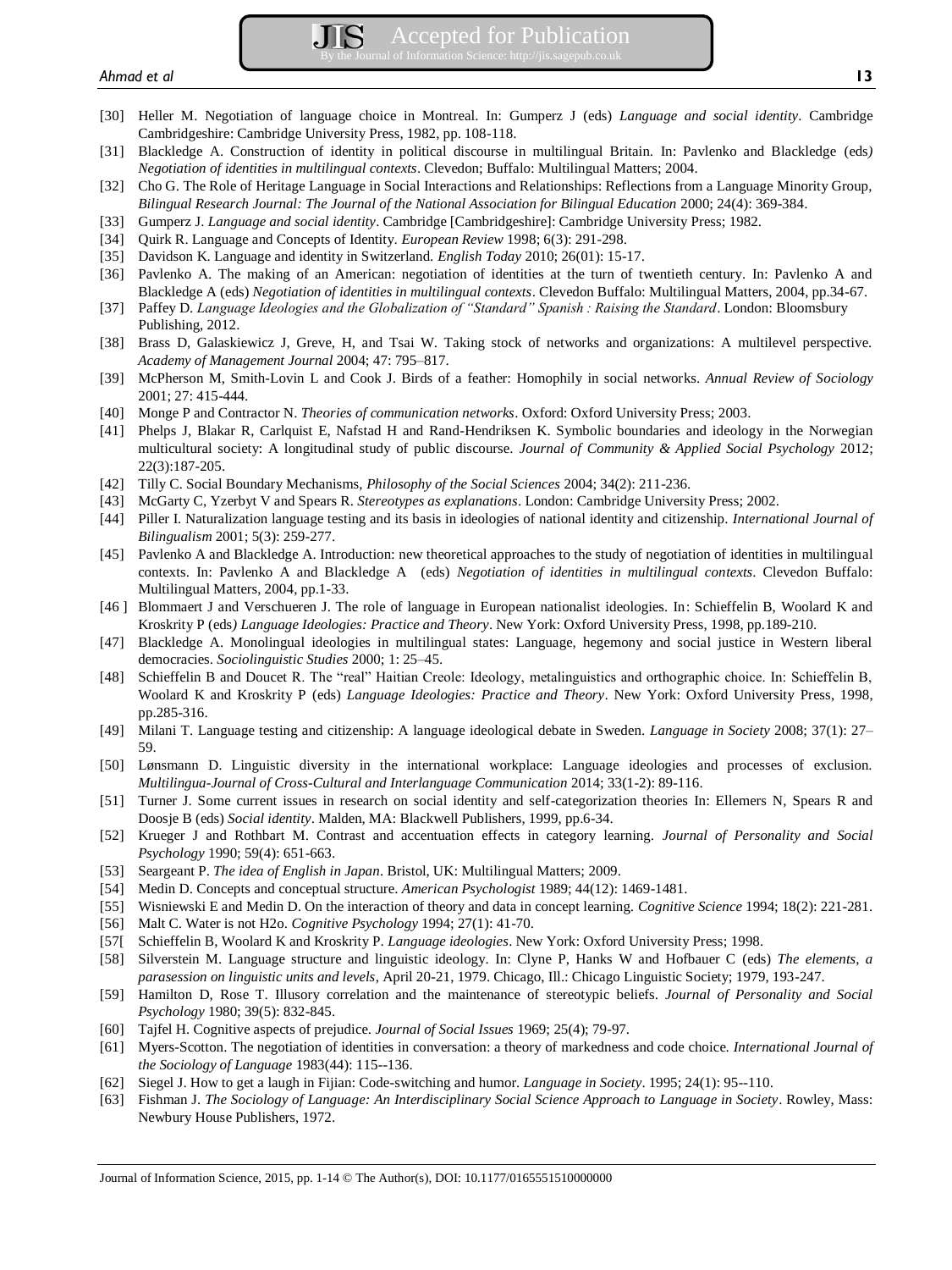[30] Heller M. Negotiation of language choice in Montreal. In: Gumperz J (eds) *Language and social identity*. Cambridge Cambridgeshire: Cambridge University Press, 1982, pp. 108-118.

[31] Blackledge A. Construction of identity in political discourse in multilingual Britain. In: Pavlenko and Blackledge (eds*) Negotiation of identities in multilingual contexts*. Clevedon; Buffalo: Multilingual Matters; 2004.

[32] Cho G. The Role of Heritage Language in Social Interactions and Relationships: Reflections from a Language Minority Group, *Bilingual Research Journal: The Journal of the National Association for Bilingual Education* 2000; 24(4): 369-384.

[33] Gumperz J. *Language and social identity*. Cambridge [Cambridgeshire]: Cambridge University Press; 1982.

[34] Quirk R. Language and Concepts of Identity. *European Review* 1998; 6(3): 291-298.

[35] Davidson K. Language and identity in Switzerland. *English Today* 2010; 26(01): 15-17.

[36] Pavlenko A. The making of an American: negotiation of identities at the turn of twentieth century. In: Pavlenko A and Blackledge A (eds) *Negotiation of identities in multilingual contexts*. Clevedon Buffalo: Multilingual Matters, 2004, pp.34-67.

[37] Paffey D. *Language Ideologies and the Globalization of "Standard" Spanish : Raising the Standard*. London: Bloomsbury Publishing, 2012.

[38] Brass D, Galaskiewicz J, Greve, H, and Tsai W. Taking stock of networks and organizations: A multilevel perspective. *Academy of Management Journal* 2004; 47: 795–817.

[39] McPherson M, Smith-Lovin L and Cook J. Birds of a feather: Homophily in social networks. *Annual Review of Sociology* 2001; 27: 415-444.

[40] Monge P and Contractor N. *Theories of communication networks*. Oxford: Oxford University Press; 2003.

[41] Phelps J, Blakar R, Carlquist E, Nafstad H and Rand-Hendriksen K. Symbolic boundaries and ideology in the Norwegian multicultural society: A longitudinal study of public discourse. *Journal of Community & Applied Social Psychology* 2012; 22(3):187-205.

[42] Tilly C. Social Boundary Mechanisms, *Philosophy of the Social Sciences* 2004; 34(2): 211-236.

[43] McGarty C, Yzerbyt V and Spears R. *Stereotypes as explanations*. London: Cambridge University Press; 2002.

[44] Piller I. Naturalization language testing and its basis in ideologies of national identity and citizenship. *International Journal of Bilingualism* 2001; 5(3): 259-277.

[45] Pavlenko A and Blackledge A. Introduction: new theoretical approaches to the study of negotiation of identities in multilingual contexts. In: Pavlenko A and Blackledge A (eds) *Negotiation of identities in multilingual contexts*. Clevedon Buffalo: Multilingual Matters, 2004, pp.1-33.

[46 ] Blommaert J and Verschueren J. The role of language in European nationalist ideologies. In: Schieffelin B, Woolard K and Kroskrity P (eds*) Language Ideologies: Practice and Theory*. New York: Oxford University Press, 1998, pp.189-210.

[47] Blackledge A. Monolingual ideologies in multilingual states: Language, hegemony and social justice in Western liberal democracies. *Sociolinguistic Studies* 2000; 1: 25–45.

[48] Schieffelin B and Doucet R. The "real" Haitian Creole: Ideology, metalinguistics and orthographic choice. In: Schieffelin B, Woolard K and Kroskrity P (eds) *Language Ideologies: Practice and Theory*. New York: Oxford University Press, 1998, pp.285-316.

[49] Milani T. Language testing and citizenship: A language ideological debate in Sweden. *Language in Society* 2008; 37(1): 27–59.

[50] Lønsmann D. Linguistic diversity in the international workplace: Language ideologies and processes of exclusion. *Multilingua-Journal of Cross-Cultural and Interlanguage Communication* 2014; 33(1-2): 89-116.

[51] Turner J. Some current issues in research on social identity and self-categorization theories In: Ellemers N, Spears R and Doosje B (eds) *Social identity*. Malden, MA: Blackwell Publishers, 1999, pp.6-34.

[52] Krueger J and Rothbart M. Contrast and accentuation effects in category learning. *Journal of Personality and Social Psychology* 1990; 59(4): 651-663.

[53] Seargeant P. *The idea of English in Japan*. Bristol, UK: Multilingual Matters; 2009.

[54] Medin D. Concepts and conceptual structure. *American Psychologist* 1989; 44(12): 1469-1481.

[55] Wisniewski E and Medin D. On the interaction of theory and data in concept learning. *Cognitive Science* 1994; 18(2): 221-281.

[56] Malt C. Water is not H2o. *Cognitive Psychology* 1994; 27(1): 41-70.

[57[ Schieffelin B, Woolard K and Kroskrity P. *Language ideologies*. New York: Oxford University Press; 1998.

[58] Silverstein M. Language structure and linguistic ideology. In: Clyne P, Hanks W and Hofbauer C (eds) *The elements, a parasession on linguistic units and levels*, April 20-21, 1979. Chicago, Ill.: Chicago Linguistic Society; 1979, 193-247.

[59] Hamilton D, Rose T. Illusory correlation and the maintenance of stereotypic beliefs. *Journal of Personality and Social Psychology* 1980; 39(5): 832-845.

[60] Tajfel H. Cognitive aspects of prejudice. *Journal of Social Issues* 1969; 25(4); 79-97.

[61] Myers-Scotton. The negotiation of identities in conversation: a theory of markedness and code choice. *International Journal of the Sociology of Language* 1983(44): 115--136.

[62] Siegel J. How to get a laugh in Fijian: Code-switching and humor. *Language in Society*. 1995; 24(1): 95--110.

[63] Fishman J. *The Sociology of Language: An Interdisciplinary Social Science Approach to Language in Society*. Rowley, Mass: Newbury House Publishers, 1972.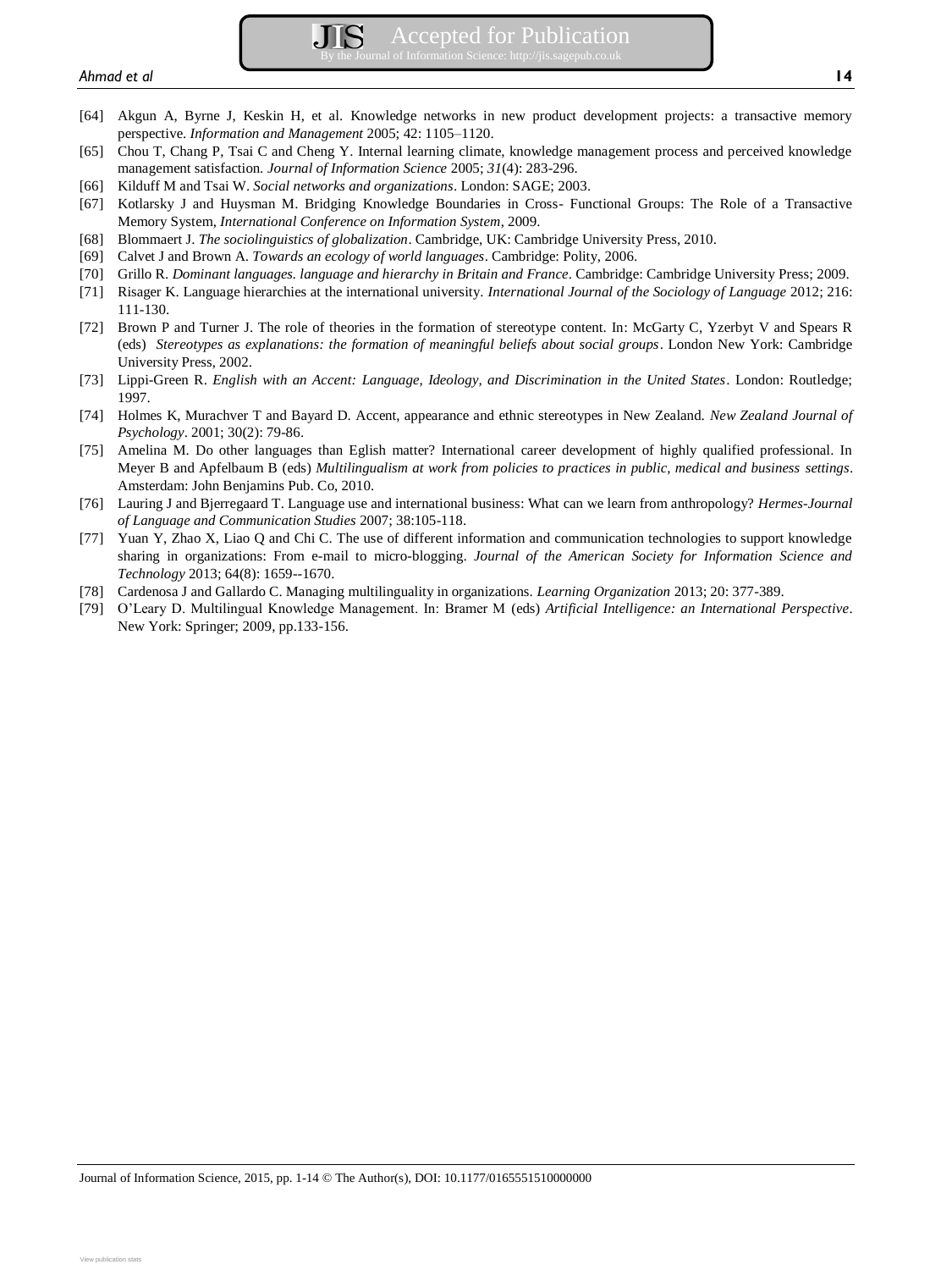[64] Akgun A, Byrne J, Keskin H, et al. Knowledge networks in new product development projects: a transactive memory perspective. *Information and Management* 2005; 42: 1105–1120.

[65] Chou T, Chang P, Tsai C and Cheng Y. Internal learning climate, knowledge management process and perceived knowledge management satisfaction. *Journal of Information Science* 2005; *31*(4): 283-296.

[66] Kilduff M and Tsai W. *Social networks and organizations*. London: SAGE; 2003.

[67] Kotlarsky J and Huysman M. Bridging Knowledge Boundaries in Cross- Functional Groups: The Role of a Transactive Memory System, *International Conference on Information System*, 2009.

[68] Blommaert J. *The sociolinguistics of globalization*. Cambridge, UK: Cambridge University Press, 2010.

[69] Calvet J and Brown A. *Towards an ecology of world languages*. Cambridge: Polity, 2006.

[70] Grillo R. *Dominant languages. language and hierarchy in Britain and France*. Cambridge: Cambridge University Press; 2009.

[71] Risager K. Language hierarchies at the international university. *International Journal of the Sociology of Language* 2012; 216: 111-130.

[72] Brown P and Turner J. The role of theories in the formation of stereotype content. In: McGarty C, Yzerbyt V and Spears R (eds) *Stereotypes as explanations: the formation of meaningful beliefs about social groups*. London New York: Cambridge University Press, 2002.

[73] Lippi-Green R. *English with an Accent: Language, Ideology, and Discrimination in the United States*. London: Routledge; 1997.

[74] Holmes K, Murachver T and Bayard D. Accent, appearance and ethnic stereotypes in New Zealand. *New Zealand Journal of Psychology*. 2001; 30(2): 79-86.

[75] Amelina M. Do other languages than Eglish matter? International career development of highly qualified professional. In Meyer B and Apfelbaum B (eds) *Multilingualism at work from policies to practices in public, medical and business settings*. Amsterdam: John Benjamins Pub. Co, 2010.

[76] Lauring J and Bjerregaard T. Language use and international business: What can we learn from anthropology? *Hermes-Journal of Language and Communication Studies* 2007; 38:105-118.

[77] Yuan Y, Zhao X, Liao Q and Chi C. The use of different information and communication technologies to support knowledge sharing in organizations: From e-mail to micro-blogging. *Journal of the American Society for Information Science and Technology* 2013; 64(8): 1659--1670.

[78] Cardenosa J and Gallardo C. Managing multilinguality in organizations. *Learning Organization* 2013; 20: 377-389.

[79] O'Leary D. Multilingual Knowledge Management. In: Bramer M (eds) *Artificial Intelligence: an International Perspective*. New York: Springer; 2009, pp.133-156.